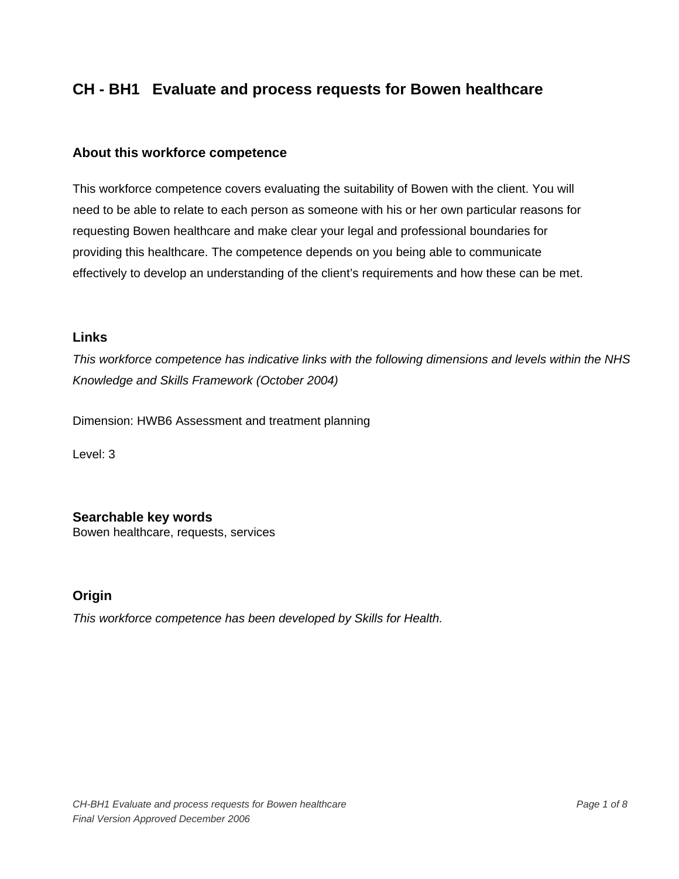# CH - BH1 Evaluate and process requests for Bowen healthcare

## About this workforce competence

This workforce competence covers evaluating the suitability of Bowen with the client. You will need to be able to relate to each person as someone with his or her own particular reasons for requesting Bowen healthcare and make clear your legal and professional boundaries for providing this healthcare. The competence depends on you being able to communicate effectively to develop an understanding of the client's requirements and how these can be met.

## Links

*This workforce competence has indicative links with the following dimensions and levels within the NHS Knowledge and Skills Framework (October 2004)*

Dimension: HWB6 Assessment and treatment planning

Level: 3

## Searchable key words

Bowen healthcare, requests, services

## Origin

*This workforce competence has been developed by Skills for Health.*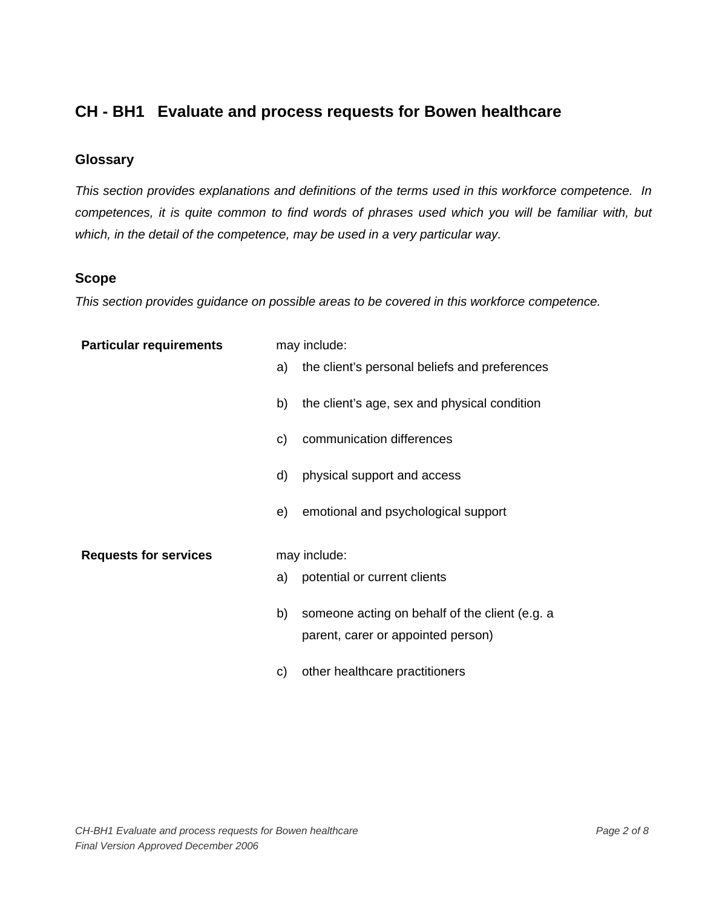## CH - BH1 Evaluate and process requests for Bowen healthcare

### Glossary

*This section provides explanations and definitions of the terms used in this workforce competence. In competences, it is quite common to find words of phrases used which you will be familiar with, but which, in the detail of the competence, may be used in a very particular way.*

### Scope

*This section provides guidance on possible areas to be covered in this workforce competence.*

**Particular requirements** may include:

a) the client's personal beliefs and preferences

b) the client's age, sex and physical condition

c) communication differences

d) physical support and access

e) emotional and psychological support

**Requests for services** may include:

a) potential or current clients

b) someone acting on behalf of the client (e.g. a parent, carer or appointed person)

c) other healthcare practitioners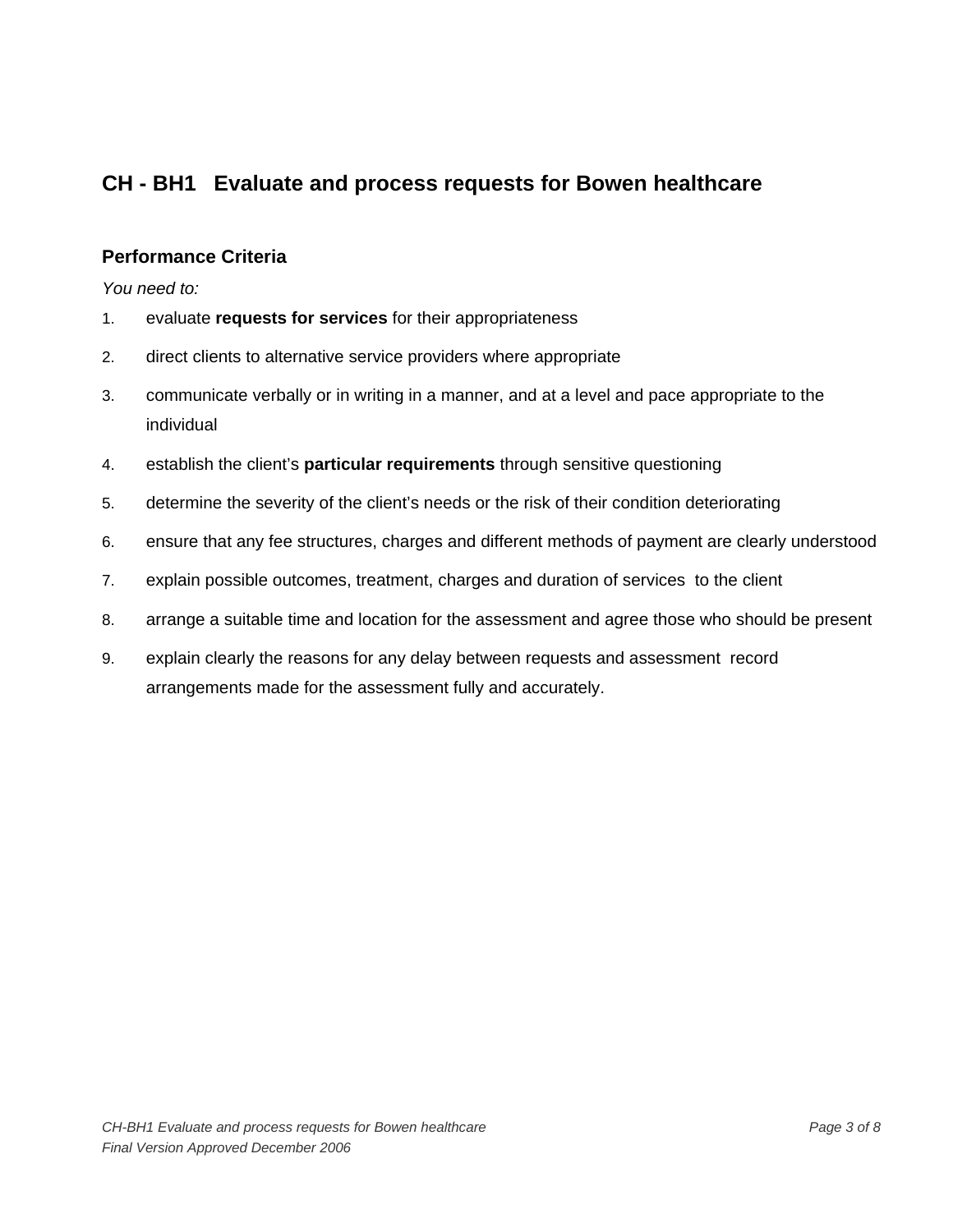## CH - BH1 Evaluate and process requests for Bowen healthcare

### Performance Criteria

*You need to:*

1. evaluate **requests for services** for their appropriateness
2. direct clients to alternative service providers where appropriate
3. communicate verbally or in writing in a manner, and at a level and pace appropriate to the individual
4. establish the client's **particular requirements** through sensitive questioning
5. determine the severity of the client's needs or the risk of their condition deteriorating
6. ensure that any fee structures, charges and different methods of payment are clearly understood
7. explain possible outcomes, treatment, charges and duration of services to the client
8. arrange a suitable time and location for the assessment and agree those who should be present
9. explain clearly the reasons for any delay between requests and assessment record arrangements made for the assessment fully and accurately.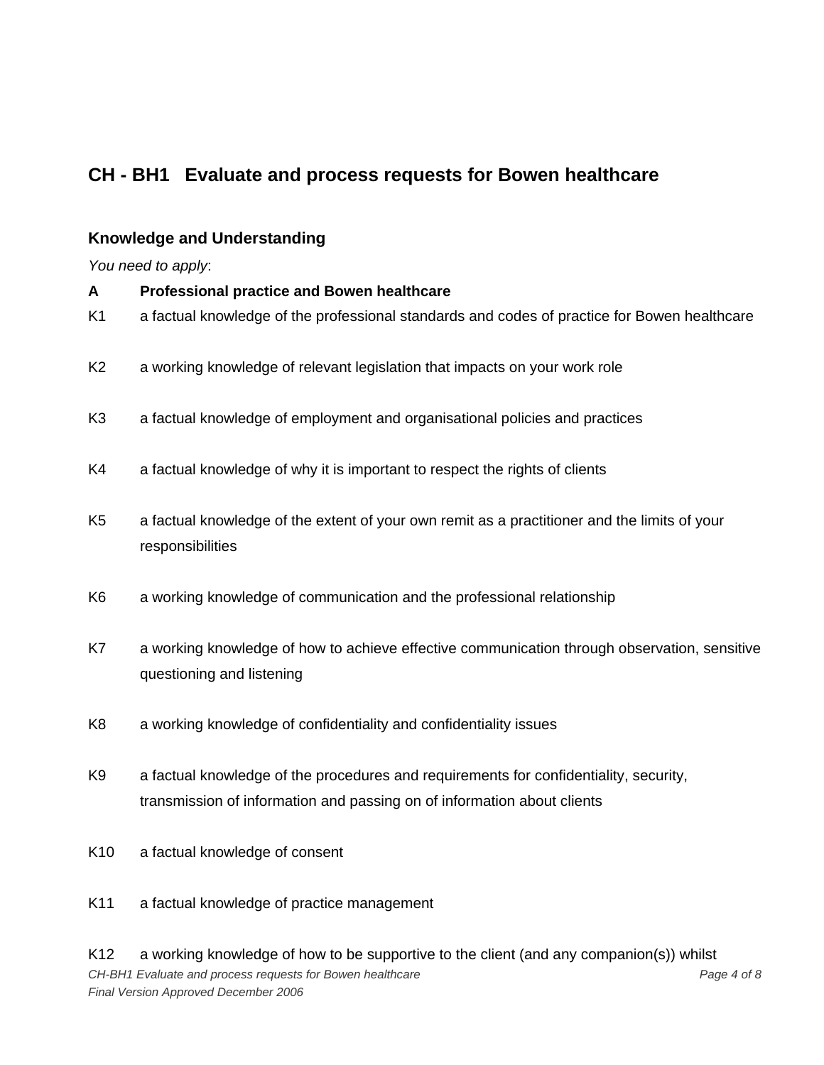## CH - BH1 Evaluate and process requests for Bowen healthcare

### Knowledge and Understanding

*You need to apply*:

**A Professional practice and Bowen healthcare**

K1 a factual knowledge of the professional standards and codes of practice for Bowen healthcare

K2 a working knowledge of relevant legislation that impacts on your work role

K3 a factual knowledge of employment and organisational policies and practices

K4 a factual knowledge of why it is important to respect the rights of clients

K5 a factual knowledge of the extent of your own remit as a practitioner and the limits of your responsibilities

K6 a working knowledge of communication and the professional relationship

K7 a working knowledge of how to achieve effective communication through observation, sensitive questioning and listening

K8 a working knowledge of confidentiality and confidentiality issues

K9 a factual knowledge of the procedures and requirements for confidentiality, security, transmission of information and passing on of information about clients

K10 a factual knowledge of consent

K11 a factual knowledge of practice management

K12 a working knowledge of how to be supportive to the client (and any companion(s)) whilst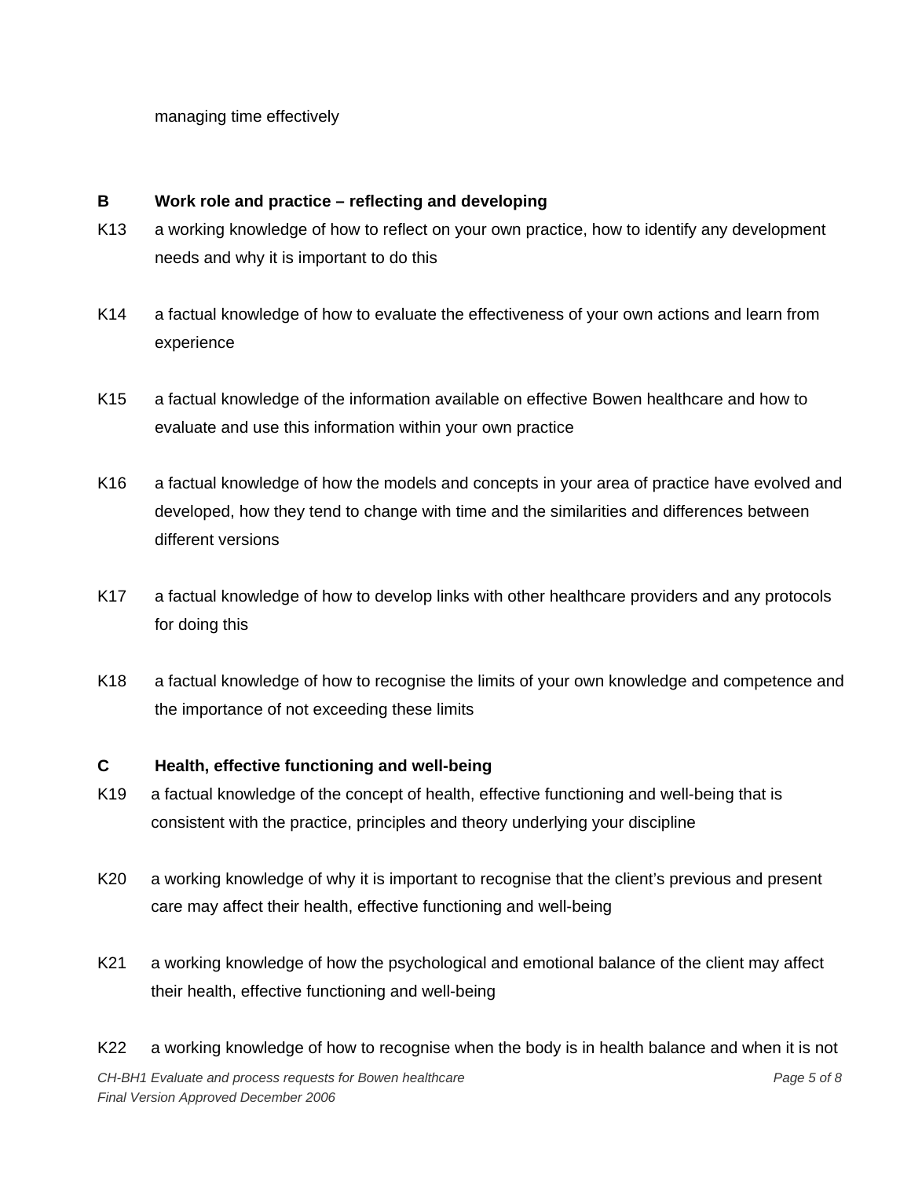managing time effectively

**B Work role and practice – reflecting and developing**

K13 a working knowledge of how to reflect on your own practice, how to identify any development needs and why it is important to do this

K14 a factual knowledge of how to evaluate the effectiveness of your own actions and learn from experience

K15 a factual knowledge of the information available on effective Bowen healthcare and how to evaluate and use this information within your own practice

K16 a factual knowledge of how the models and concepts in your area of practice have evolved and developed, how they tend to change with time and the similarities and differences between different versions

K17 a factual knowledge of how to develop links with other healthcare providers and any protocols for doing this

K18 a factual knowledge of how to recognise the limits of your own knowledge and competence and the importance of not exceeding these limits

**C Health, effective functioning and well-being**

K19 a factual knowledge of the concept of health, effective functioning and well-being that is consistent with the practice, principles and theory underlying your discipline

K20 a working knowledge of why it is important to recognise that the client's previous and present care may affect their health, effective functioning and well-being

K21 a working knowledge of how the psychological and emotional balance of the client may affect their health, effective functioning and well-being

K22 a working knowledge of how to recognise when the body is in health balance and when it is not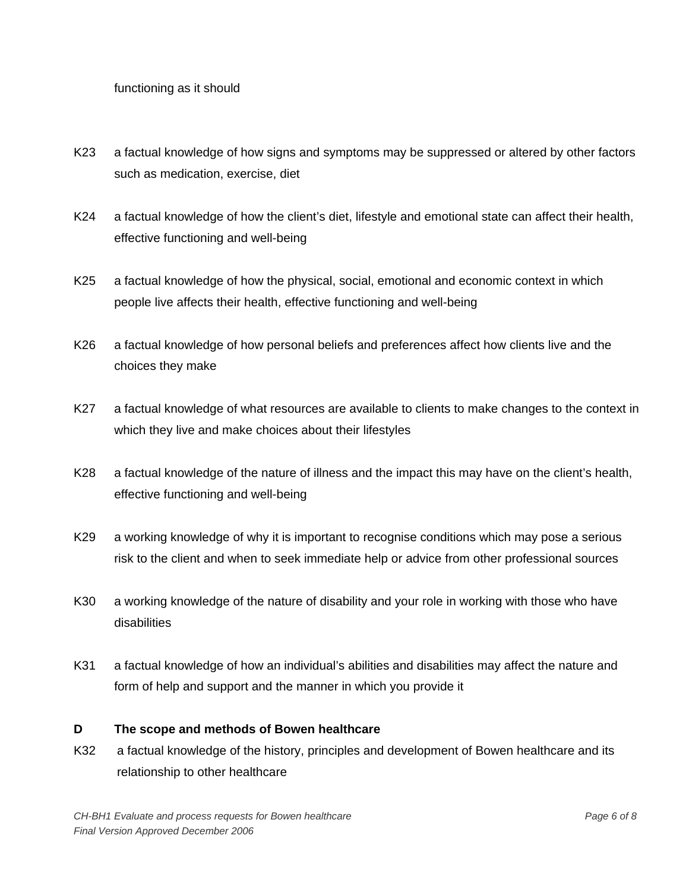functioning as it should

K23 a factual knowledge of how signs and symptoms may be suppressed or altered by other factors such as medication, exercise, diet

K24 a factual knowledge of how the client's diet, lifestyle and emotional state can affect their health, effective functioning and well-being

K25 a factual knowledge of how the physical, social, emotional and economic context in which people live affects their health, effective functioning and well-being

K26 a factual knowledge of how personal beliefs and preferences affect how clients live and the choices they make

K27 a factual knowledge of what resources are available to clients to make changes to the context in which they live and make choices about their lifestyles

K28 a factual knowledge of the nature of illness and the impact this may have on the client's health, effective functioning and well-being

K29 a working knowledge of why it is important to recognise conditions which may pose a serious risk to the client and when to seek immediate help or advice from other professional sources

K30 a working knowledge of the nature of disability and your role in working with those who have disabilities

K31 a factual knowledge of how an individual's abilities and disabilities may affect the nature and form of help and support and the manner in which you provide it

**D The scope and methods of Bowen healthcare**

K32 a factual knowledge of the history, principles and development of Bowen healthcare and its relationship to other healthcare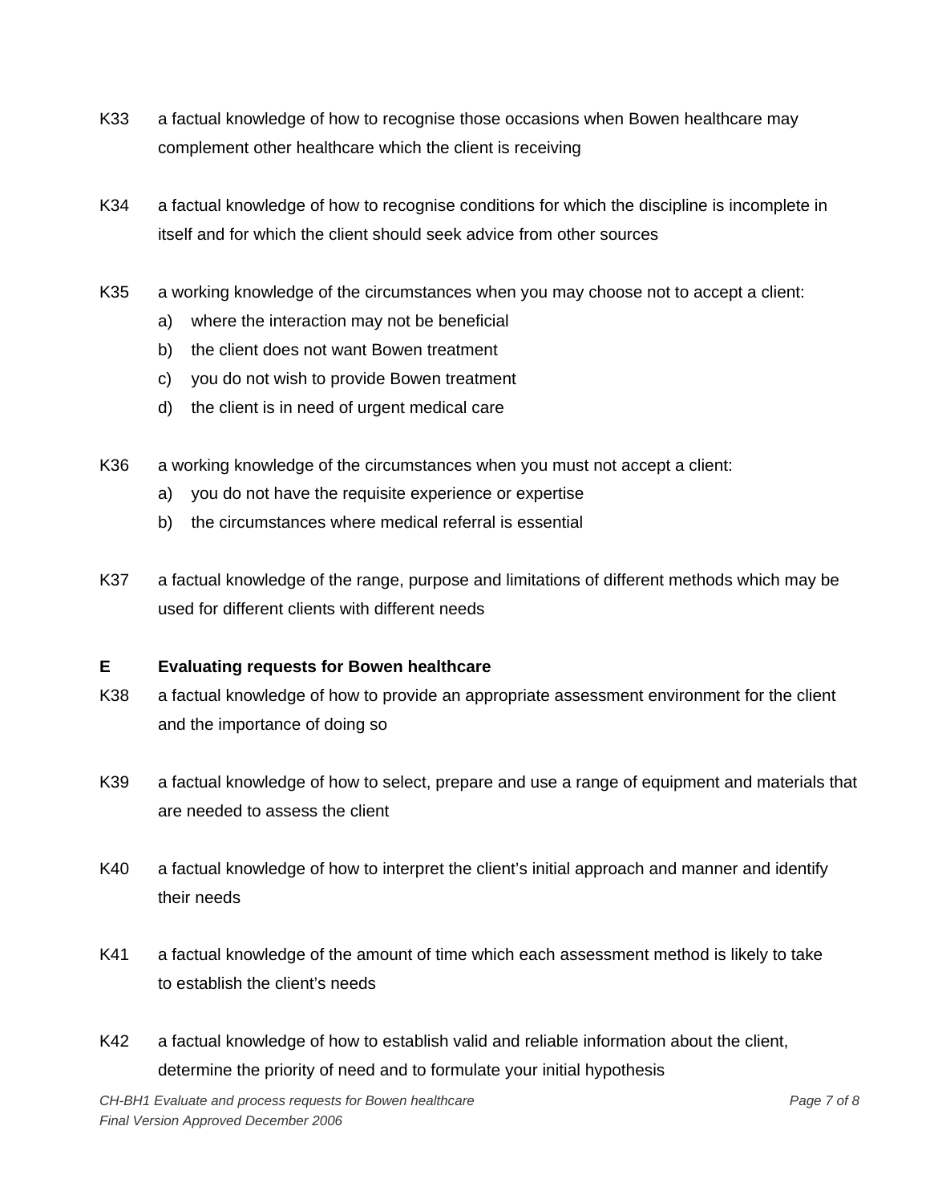K33 a factual knowledge of how to recognise those occasions when Bowen healthcare may complement other healthcare which the client is receiving

K34 a factual knowledge of how to recognise conditions for which the discipline is incomplete in itself and for which the client should seek advice from other sources

K35 a working knowledge of the circumstances when you may choose not to accept a client:

a) where the interaction may not be beneficial
b) the client does not want Bowen treatment
c) you do not wish to provide Bowen treatment
d) the client is in need of urgent medical care

K36 a working knowledge of the circumstances when you must not accept a client:

a) you do not have the requisite experience or expertise
b) the circumstances where medical referral is essential

K37 a factual knowledge of the range, purpose and limitations of different methods which may be used for different clients with different needs

**E Evaluating requests for Bowen healthcare**

K38 a factual knowledge of how to provide an appropriate assessment environment for the client and the importance of doing so

K39 a factual knowledge of how to select, prepare and use a range of equipment and materials that are needed to assess the client

K40 a factual knowledge of how to interpret the client's initial approach and manner and identify their needs

K41 a factual knowledge of the amount of time which each assessment method is likely to take to establish the client's needs

K42 a factual knowledge of how to establish valid and reliable information about the client, determine the priority of need and to formulate your initial hypothesis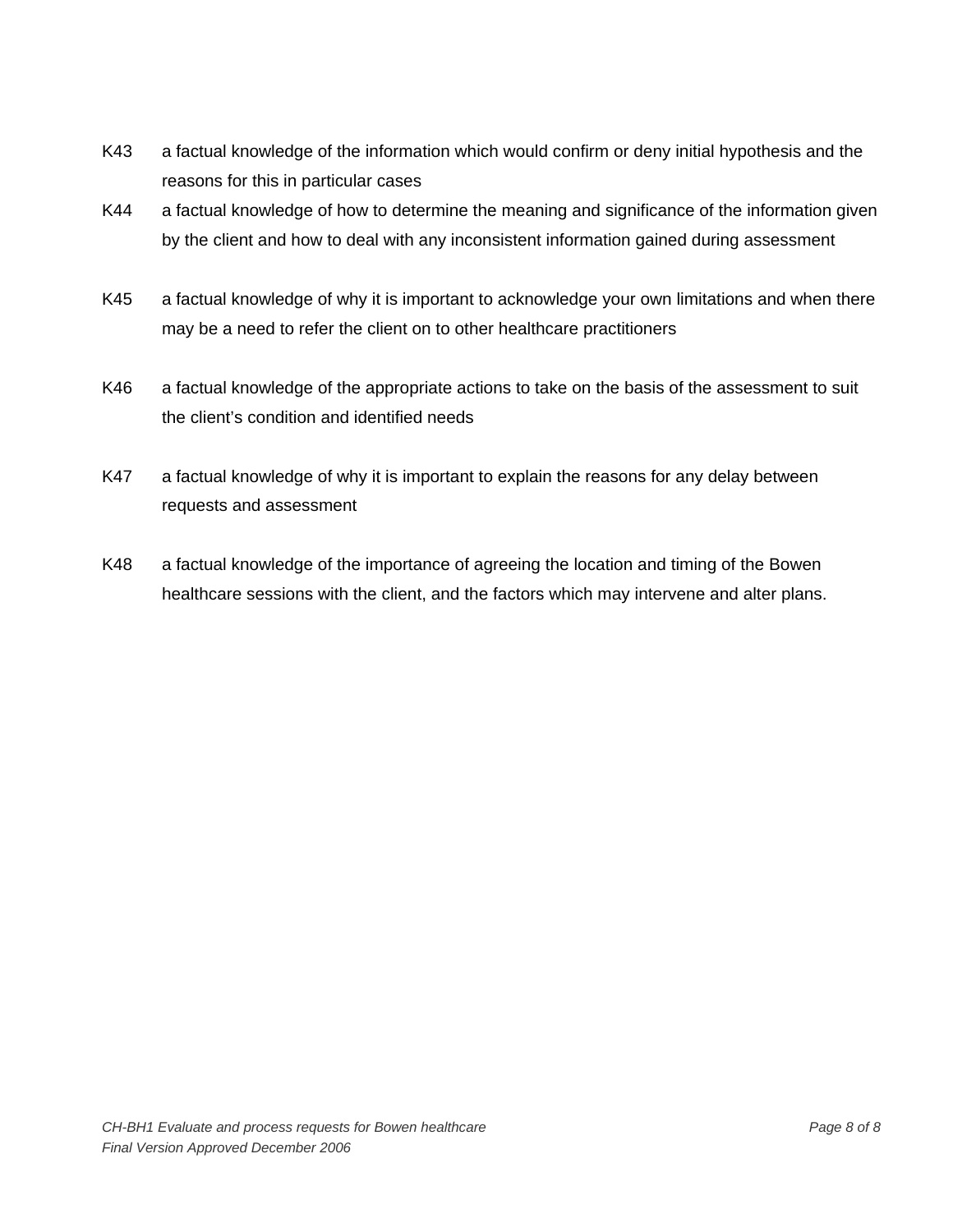K43 a factual knowledge of the information which would confirm or deny initial hypothesis and the reasons for this in particular cases

K44 a factual knowledge of how to determine the meaning and significance of the information given by the client and how to deal with any inconsistent information gained during assessment

K45 a factual knowledge of why it is important to acknowledge your own limitations and when there may be a need to refer the client on to other healthcare practitioners

K46 a factual knowledge of the appropriate actions to take on the basis of the assessment to suit the client's condition and identified needs

K47 a factual knowledge of why it is important to explain the reasons for any delay between requests and assessment

K48 a factual knowledge of the importance of agreeing the location and timing of the Bowen healthcare sessions with the client, and the factors which may intervene and alter plans.